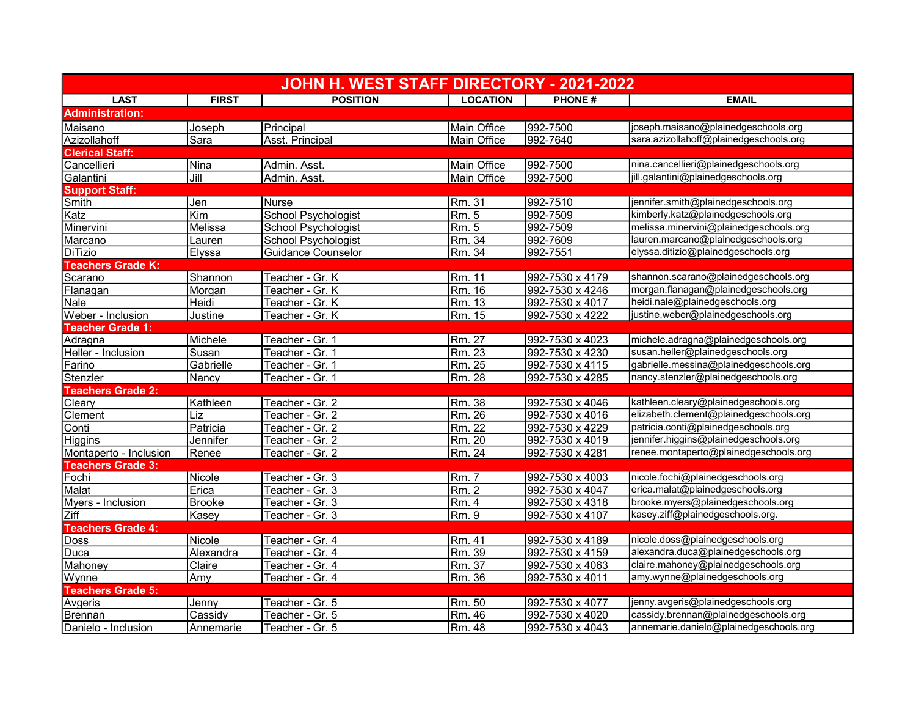# JOHN H. WEST STAFF DIRECTORY - 2021-2022

| LAST | FIRST | POSITION | LOCATION | PHONE # | EMAIL |
|---|---|---|---|---|---|
| **Administration:** | | | | | |
| Maisano | Joseph | Principal | Main Office | 992-7500 | joseph.maisano@plainedgeschools.org |
| Azizollahoff | Sara | Asst. Principal | Main Office | 992-7640 | sara.azizollahoff@plainedgeschools.org |
| **Clerical Staff:** | | | | | |
| Cancellieri | Nina | Admin. Asst. | Main Office | 992-7500 | nina.cancellieri@plainedgeschools.org |
| Galantini | Jill | Admin. Asst. | Main Office | 992-7500 | jill.galantini@plainedgeschools.org |
| **Support Staff:** | | | | | |
| Smith | Jen | Nurse | Rm. 31 | 992-7510 | jennifer.smith@plainedgeschools.org |
| Katz | Kim | School Psychologist | Rm. 5 | 992-7509 | kimberly.katz@plainedgeschools.org |
| Minervini | Melissa | School Psychologist | Rm. 5 | 992-7509 | melissa.minervini@plainedgeschools.org |
| Marcano | Lauren | School Psychologist | Rm. 34 | 992-7609 | lauren.marcano@plainedgeschools.org |
| DiTizio | Elyssa | Guidance Counselor | Rm. 34 | 992-7551 | elyssa.ditizio@plainedgeschools.org |
| **Teachers Grade K:** | | | | | |
| Scarano | Shannon | Teacher - Gr. K | Rm. 11 | 992-7530 x 4179 | shannon.scarano@plainedgeschools.org |
| Flanagan | Morgan | Teacher - Gr. K | Rm. 16 | 992-7530 x 4246 | morgan.flanagan@plainedgeschools.org |
| Nale | Heidi | Teacher - Gr. K | Rm. 13 | 992-7530 x 4017 | heidi.nale@plainedgeschools.org |
| Weber - Inclusion | Justine | Teacher - Gr. K | Rm. 15 | 992-7530 x 4222 | justine.weber@plainedgeschools.org |
| **Teacher Grade 1:** | | | | | |
| Adragna | Michele | Teacher - Gr. 1 | Rm. 27 | 992-7530 x 4023 | michele.adragna@plainedgeschools.org |
| Heller - Inclusion | Susan | Teacher - Gr. 1 | Rm. 23 | 992-7530 x 4230 | susan.heller@plainedgeschools.org |
| Farino | Gabrielle | Teacher - Gr. 1 | Rm. 25 | 992-7530 x 4115 | gabrielle.messina@plainedgeschools.org |
| Stenzler | Nancy | Teacher - Gr. 1 | Rm. 28 | 992-7530 x 4285 | nancy.stenzler@plainedgeschools.org |
| **Teachers Grade 2:** | | | | | |
| Cleary | Kathleen | Teacher - Gr. 2 | Rm. 38 | 992-7530 x 4046 | kathleen.cleary@plainedgeschools.org |
| Clement | Liz | Teacher - Gr. 2 | Rm. 26 | 992-7530 x 4016 | elizabeth.clement@plainedgeschools.org |
| Conti | Patricia | Teacher - Gr. 2 | Rm. 22 | 992-7530 x 4229 | patricia.conti@plainedgeschools.org |
| Higgins | Jennifer | Teacher - Gr. 2 | Rm. 20 | 992-7530 x 4019 | jennifer.higgins@plainedgeschools.org |
| Montaperto - Inclusion | Renee | Teacher - Gr. 2 | Rm. 24 | 992-7530 x 4281 | renee.montaperto@plainedgeschools.org |
| **Teachers Grade 3:** | | | | | |
| Fochi | Nicole | Teacher - Gr. 3 | Rm. 7 | 992-7530 x 4003 | nicole.fochi@plainedgeschools.org |
| Malat | Erica | Teacher - Gr. 3 | Rm. 2 | 992-7530 x 4047 | erica.malat@plainedgeschools.org |
| Myers - Inclusion | Brooke | Teacher - Gr. 3 | Rm. 4 | 992-7530 x 4318 | brooke.myers@plainedgeschools.org |
| Ziff | Kasey | Teacher - Gr. 3 | Rm. 9 | 992-7530 x 4107 | kasey.ziff@plainedgeschools.org. |
| **Teachers Grade 4:** | | | | | |
| Doss | Nicole | Teacher - Gr. 4 | Rm. 41 | 992-7530 x 4189 | nicole.doss@plainedgeschools.org |
| Duca | Alexandra | Teacher - Gr. 4 | Rm. 39 | 992-7530 x 4159 | alexandra.duca@plainedgeschools.org |
| Mahoney | Claire | Teacher - Gr. 4 | Rm. 37 | 992-7530 x 4063 | claire.mahoney@plainedgeschools.org |
| Wynne | Amy | Teacher - Gr. 4 | Rm. 36 | 992-7530 x 4011 | amy.wynne@plainedgeschools.org |
| **Teachers Grade 5:** | | | | | |
| Avgeris | Jenny | Teacher - Gr. 5 | Rm. 50 | 992-7530 x 4077 | jenny.avgeris@plainedgeschools.org |
| Brennan | Cassidy | Teacher - Gr. 5 | Rm. 46 | 992-7530 x 4020 | cassidy.brennan@plainedgeschools.org |
| Danielo - Inclusion | Annemarie | Teacher - Gr. 5 | Rm. 48 | 992-7530 x 4043 | annemarie.danielo@plainedgeschools.org |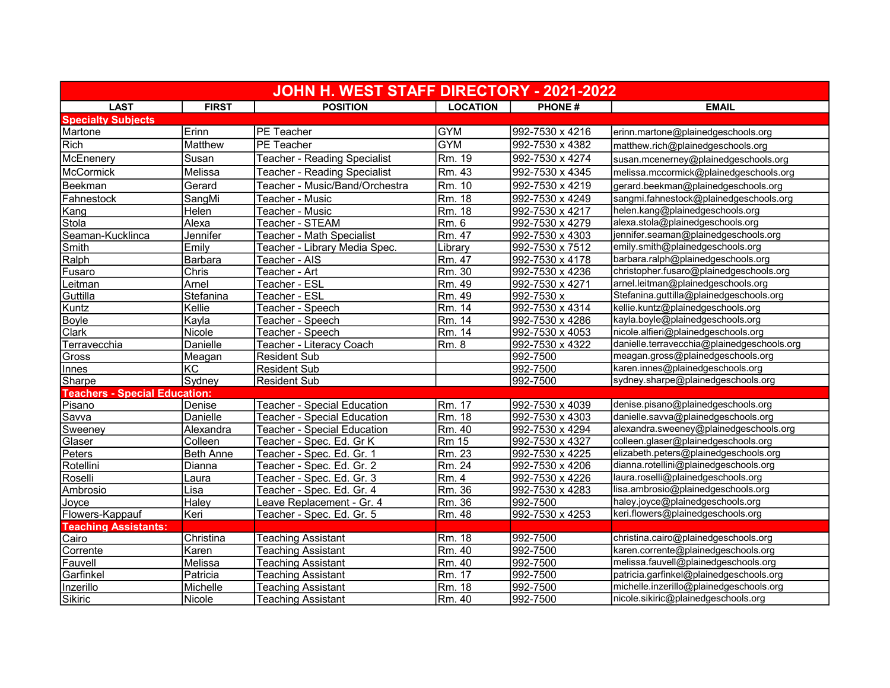| JOHN H. WEST STAFF DIRECTORY - 2021-2022 | | | | | |
|---|---|---|---|---|---|
| **LAST** | **FIRST** | **POSITION** | **LOCATION** | **PHONE #** | **EMAIL** |
| **Specialty Subjects** | | | | | |
| Martone | Erinn | PE Teacher | GYM | 992-7530 x 4216 | erinn.martone@plainedgeschools.org |
| Rich | Matthew | PE Teacher | GYM | 992-7530 x 4382 | matthew.rich@plainedgeschools.org |
| McEnenery | Susan | Teacher - Reading Specialist | Rm. 19 | 992-7530 x 4274 | susan.mcenerney@plainedgeschools.org |
| McCormick | Melissa | Teacher - Reading Specialist | Rm. 43 | 992-7530 x 4345 | melissa.mccormick@plainedgeschools.org |
| Beekman | Gerard | Teacher - Music/Band/Orchestra | Rm. 10 | 992-7530 x 4219 | gerard.beekman@plainedgeschools.org |
| Fahnestock | SangMi | Teacher - Music | Rm. 18 | 992-7530 x 4249 | sangmi.fahnestock@plainedgeschools.org |
| Kang | Helen | Teacher - Music | Rm. 18 | 992-7530 x 4217 | helen.kang@plainedgeschools.org |
| Stola | Alexa | Teacher - STEAM | Rm. 6 | 992-7530 x 4279 | alexa.stola@plainedgeschools.org |
| Seaman-Kucklinca | Jennifer | Teacher - Math Specialist | Rm. 47 | 992-7530 x 4303 | jennifer.seaman@plainedgeschools.org |
| Smith | Emily | Teacher - Library Media Spec. | Library | 992-7530 x 7512 | emily.smith@plainedgeschools.org |
| Ralph | Barbara | Teacher - AIS | Rm. 47 | 992-7530 x 4178 | barbara.ralph@plainedgeschools.org |
| Fusaro | Chris | Teacher - Art | Rm. 30 | 992-7530 x 4236 | christopher.fusaro@plainedgeschools.org |
| Leitman | Arnel | Teacher - ESL | Rm. 49 | 992-7530 x 4271 | arnel.leitman@plainedgeschools.org |
| Guttilla | Stefanina | Teacher - ESL | Rm. 49 | 992-7530 x | Stefanina.guttilla@plainedgeschools.org |
| Kuntz | Kellie | Teacher - Speech | Rm. 14 | 992-7530 x 4314 | kellie.kuntz@plainedgeschools.org |
| Boyle | Kayla | Teacher - Speech | Rm. 14 | 992-7530 x 4286 | kayla.boyle@plainedgeschools.org |
| Clark | Nicole | Teacher - Speech | Rm. 14 | 992-7530 x 4053 | nicole.alfieri@plainedgeschools.org |
| Terravecchia | Danielle | Teacher - Literacy Coach | Rm. 8 | 992-7530 x 4322 | danielle.terravecchia@plainedgeschools.org |
| Gross | Meagan | Resident Sub | | 992-7500 | meagan.gross@plainedgeschools.org |
| Innes | KC | Resident Sub | | 992-7500 | karen.innes@plainedgeschools.org |
| Sharpe | Sydney | Resident Sub | | 992-7500 | sydney.sharpe@plainedgeschools.org |
| **Teachers - Special Education:** | | | | | |
| Pisano | Denise | Teacher - Special Education | Rm. 17 | 992-7530 x 4039 | denise.pisano@plainedgeschools.org |
| Savva | Danielle | Teacher - Special Education | Rm. 18 | 992-7530 x 4303 | danielle.savva@plainedgeschools.org |
| Sweeney | Alexandra | Teacher - Special Education | Rm. 40 | 992-7530 x 4294 | alexandra.sweeney@plainedgeschools.org |
| Glaser | Colleen | Teacher - Spec. Ed. Gr K | Rm 15 | 992-7530 x 4327 | colleen.glaser@plainedgeschools.org |
| Peters | Beth Anne | Teacher - Spec. Ed. Gr. 1 | Rm. 23 | 992-7530 x 4225 | elizabeth.peters@plainedgeschools.org |
| Rotellini | Dianna | Teacher - Spec. Ed. Gr. 2 | Rm. 24 | 992-7530 x 4206 | dianna.rotellini@plainedgeschools.org |
| Roselli | Laura | Teacher - Spec. Ed. Gr. 3 | Rm. 4 | 992-7530 x 4226 | laura.roselli@plainedgeschools.org |
| Ambrosio | Lisa | Teacher - Spec. Ed. Gr. 4 | Rm. 36 | 992-7530 x 4283 | lisa.ambrosio@plainedgeschools.org |
| Joyce | Haley | Leave Replacement - Gr. 4 | Rm. 36 | 992-7500 | haley.joyce@plainedgeschools.org |
| Flowers-Kappauf | Keri | Teacher - Spec. Ed. Gr. 5 | Rm. 48 | 992-7530 x 4253 | keri.flowers@plainedgeschools.org |
| **Teaching Assistants:** | | | | | |
| Cairo | Christina | Teaching Assistant | Rm. 18 | 992-7500 | christina.cairo@plainedgeschools.org |
| Corrente | Karen | Teaching Assistant | Rm. 40 | 992-7500 | karen.corrente@plainedgeschools.org |
| Fauvell | Melissa | Teaching Assistant | Rm. 40 | 992-7500 | melissa.fauvell@plainedgeschools.org |
| Garfinkel | Patricia | Teaching Assistant | Rm. 17 | 992-7500 | patricia.garfinkel@plainedgeschools.org |
| Inzerillo | Michelle | Teaching Assistant | Rm. 18 | 992-7500 | michelle.inzerillo@plainedgeschools.org |
| Sikiric | Nicole | Teaching Assistant | Rm. 40 | 992-7500 | nicole.sikiric@plainedgeschools.org |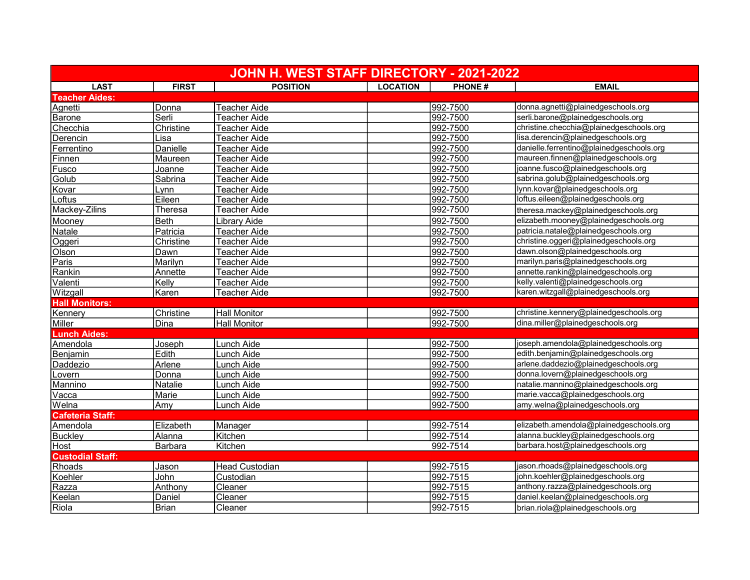| JOHN H. WEST STAFF DIRECTORY - 2021-2022 | | | | | |
|---|---|---|---|---|---|
| **LAST** | **FIRST** | **POSITION** | **LOCATION** | **PHONE #** | **EMAIL** |
| **Teacher Aides:** | | | | | |
| Agnetti | Donna | Teacher Aide | | 992-7500 | donna.agnetti@plainedgeschools.org |
| Barone | Serli | Teacher Aide | | 992-7500 | serli.barone@plainedgeschools.org |
| Checchia | Christine | Teacher Aide | | 992-7500 | christine.checchia@plainedgeschools.org |
| Derencin | Lisa | Teacher Aide | | 992-7500 | lisa.derencin@plainedgeschools.org |
| Ferrentino | Danielle | Teacher Aide | | 992-7500 | danielle.ferrentino@plainedgeschools.org |
| Finnen | Maureen | Teacher Aide | | 992-7500 | maureen.finnen@plainedgeschools.org |
| Fusco | Joanne | Teacher Aide | | 992-7500 | joanne.fusco@plainedgeschools.org |
| Golub | Sabrina | Teacher Aide | | 992-7500 | sabrina.golub@plainedgeschools.org |
| Kovar | Lynn | Teacher Aide | | 992-7500 | lynn.kovar@plainedgeschools.org |
| Loftus | Eileen | Teacher Aide | | 992-7500 | loftus.eileen@plainedgeschools.org |
| Mackey-Zilins | Theresa | Teacher Aide | | 992-7500 | theresa.mackey@plainedgeschools.org |
| Mooney | Beth | Library Aide | | 992-7500 | elizabeth.mooney@plainedgeschools.org |
| Natale | Patricia | Teacher Aide | | 992-7500 | patricia.natale@plainedgeschools.org |
| Oggeri | Christine | Teacher Aide | | 992-7500 | christine.oggeri@plainedgeschools.org |
| Olson | Dawn | Teacher Aide | | 992-7500 | dawn.olson@plainedgeschools.org |
| Paris | Marilyn | Teacher Aide | | 992-7500 | marilyn.paris@plainedgeschools.org |
| Rankin | Annette | Teacher Aide | | 992-7500 | annette.rankin@plainedgeschools.org |
| Valenti | Kelly | Teacher Aide | | 992-7500 | kelly.valenti@plainedgeschools.org |
| Witzgall | Karen | Teacher Aide | | 992-7500 | karen.witzgall@plainedgeschools.org |
| **Hall Monitors:** | | | | | |
| Kennery | Christine | Hall Monitor | | 992-7500 | christine.kennery@plainedgeschools.org |
| Miller | Dina | Hall Monitor | | 992-7500 | dina.miller@plainedgeschools.org |
| **Lunch Aides:** | | | | | |
| Amendola | Joseph | Lunch Aide | | 992-7500 | joseph.amendola@plainedgeschools.org |
| Benjamin | Edith | Lunch Aide | | 992-7500 | edith.benjamin@plainedgeschools.org |
| Daddezio | Arlene | Lunch Aide | | 992-7500 | arlene.daddezio@plainedgeschools.org |
| Lovern | Donna | Lunch Aide | | 992-7500 | donna.lovern@plainedgeschools.org |
| Mannino | Natalie | Lunch Aide | | 992-7500 | natalie.mannino@plainedgeschools.org |
| Vacca | Marie | Lunch Aide | | 992-7500 | marie.vacca@plainedgeschools.org |
| Welna | Amy | Lunch Aide | | 992-7500 | amy.welna@plainedgeschools.org |
| **Cafeteria Staff:** | | | | | |
| Amendola | Elizabeth | Manager | | 992-7514 | elizabeth.amendola@plainedgeschools.org |
| Buckley | Alanna | Kitchen | | 992-7514 | alanna.buckley@plainedgeschools.org |
| Host | Barbara | Kitchen | | 992-7514 | barbara.host@plainedgeschools.org |
| **Custodial Staff:** | | | | | |
| Rhoads | Jason | Head Custodian | | 992-7515 | jason.rhoads@plainedgeschools.org |
| Koehler | John | Custodian | | 992-7515 | john.koehler@plainedgeschools.org |
| Razza | Anthony | Cleaner | | 992-7515 | anthony.razza@plainedgeschools.org |
| Keelan | Daniel | Cleaner | | 992-7515 | daniel.keelan@plainedgeschools.org |
| Riola | Brian | Cleaner | | 992-7515 | brian.riola@plainedgeschools.org |